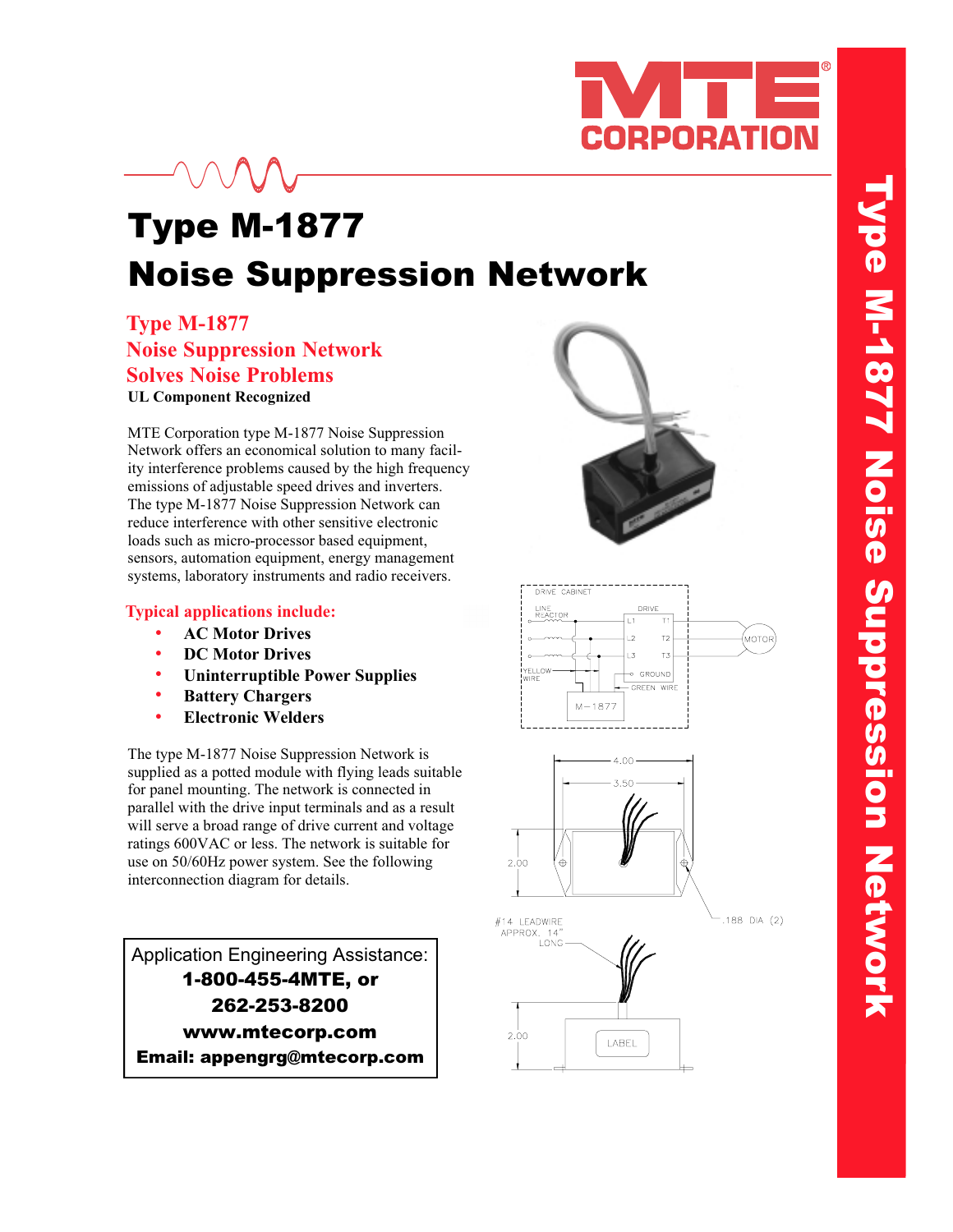# Type M-1877 Noise Suppression Network

## Type M-1877 Noise Suppression Network Solves Noise Problems

**UL Component Recognized**

MTE Corporation type M-1877 Noise Suppression Network offers an economical solution to many facility interference problems caused by the high frequency emissions of adjustable speed drives and inverters. The type M-1877 Noise Suppression Network can reduce interference with other sensitive electronic loads such as micro-processor based equipment, sensors, automation equipment, energy management systems, laboratory instruments and radio receivers.

### Typical applications include:

- **AC Motor Drives**
- **DC Motor Drives**
- **Uninterruptible Power Supplies**
- **Battery Chargers**
- **Electronic Welders**

The type M-1877 Noise Suppression Network is supplied as a potted module with flying leads suitable for panel mounting. The network is connected in parallel with the drive input terminals and as a result will serve a broad range of drive current and voltage ratings 600VAC or less. The network is suitable for use on 50/60Hz power system. See the following interconnection diagram for details.

Application Engineering Assistance:
**1-800-455-4MTE, or**
**262-253-8200**
**www.mtecorp.com**
**Email: appengrg@mtecorp.com**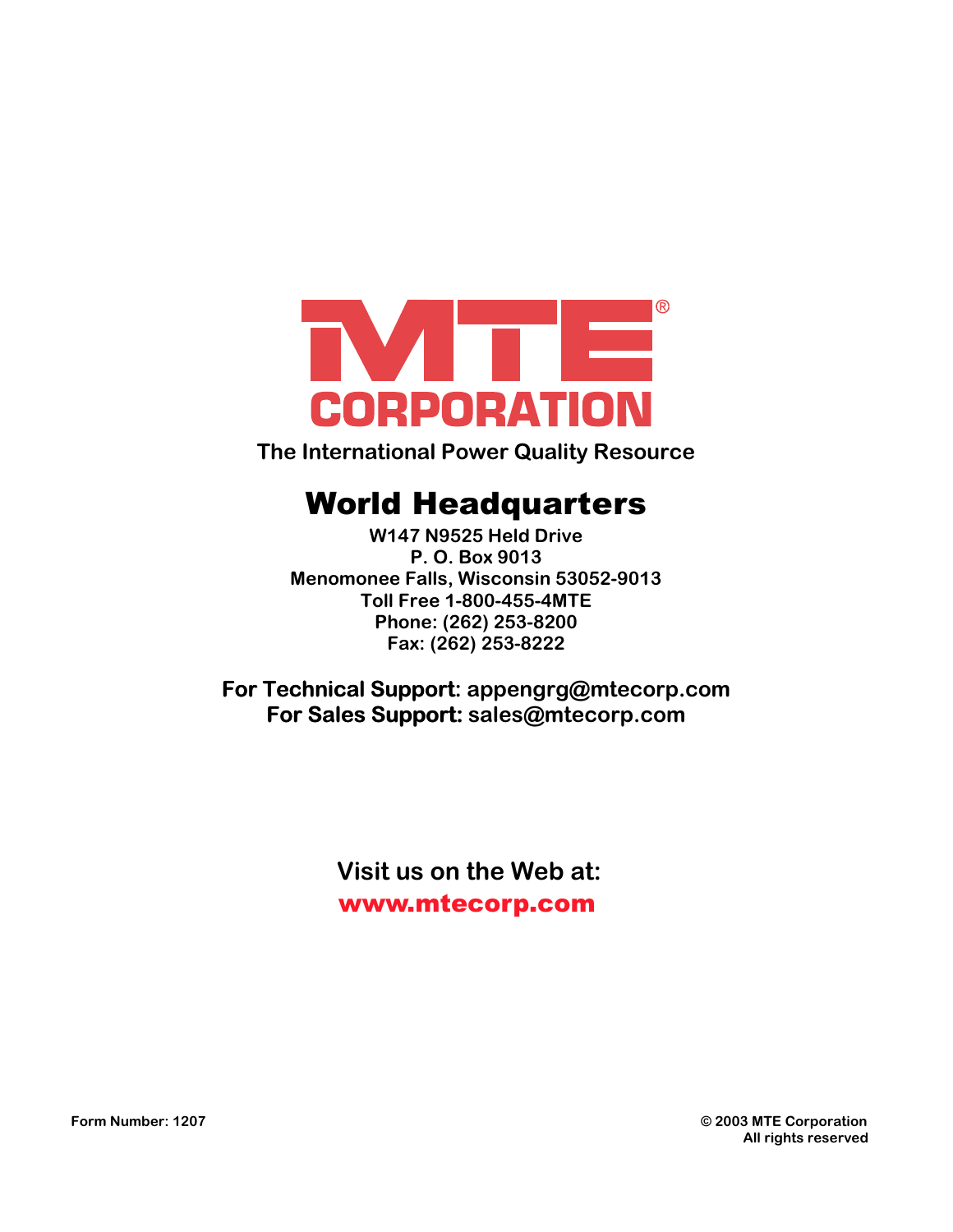# MTE® CORPORATION

The International Power Quality Resource

## World Headquarters

**W147 N9525 Held Drive**
**P. O. Box 9013**
**Menomonee Falls, Wisconsin 53052-9013**
**Toll Free 1-800-455-4MTE**
**Phone: (262) 253-8200**
**Fax: (262) 253-8222**

**For Technical Support**: appengrg@mtecorp.com
**For Sales Support:** sales@mtecorp.com

Visit us on the Web at:
**www.mtecorp.com**

Form Number: 1207

© 2003 MTE Corporation
All rights reserved